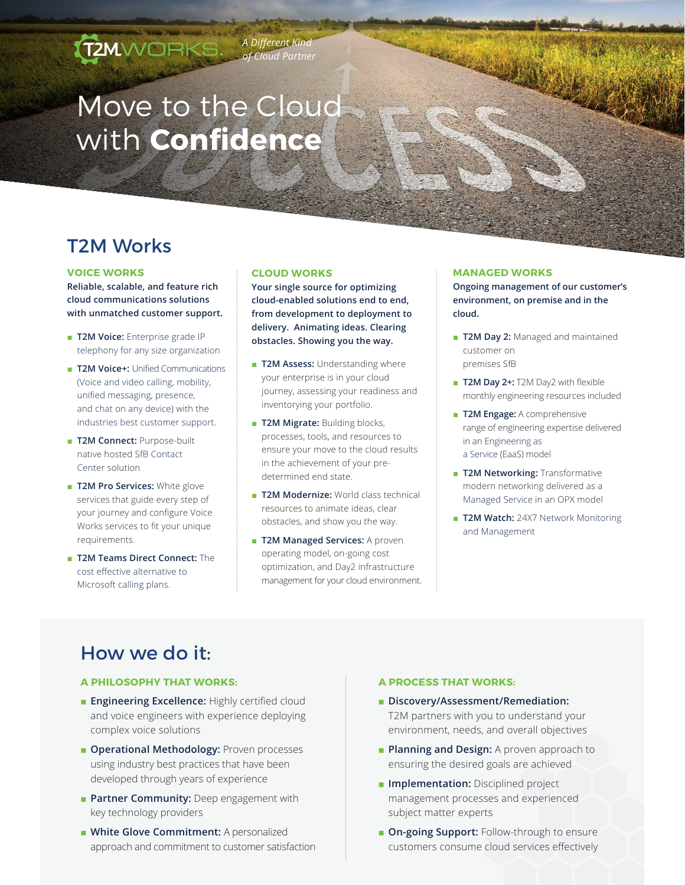T2MWORKS. *A Different Kind of Cloud Partner*

# Move to the Cloud with **Confidence**

## T2M Works

### VOICE WORKS

**Reliable, scalable, and feature rich cloud communications solutions with unmatched customer support.**

- **T2M Voice:** Enterprise grade IP telephony for any size organization
- **T2M Voice+:** Unified Communications (Voice and video calling, mobility, unified messaging, presence, and chat on any device) with the industries best customer support.
- **T2M Connect:** Purpose-built native hosted SfB Contact Center solution
- **T2M Pro Services:** White glove services that guide every step of your journey and configure Voice Works services to fit your unique requirements.
- **T2M Teams Direct Connect:** The cost effective alternative to Microsoft calling plans.

### CLOUD WORKS

**Your single source for optimizing cloud-enabled solutions end to end, from development to deployment to delivery. Animating ideas. Clearing obstacles. Showing you the way.**

- **T2M Assess:** Understanding where your enterprise is in your cloud journey, assessing your readiness and inventorying your portfolio.
- **T2M Migrate:** Building blocks, processes, tools, and resources to ensure your move to the cloud results in the achievement of your pre-determined end state.
- **T2M Modernize:** World class technical resources to animate ideas, clear obstacles, and show you the way.
- **T2M Managed Services:** A proven operating model, on-going cost optimization, and Day2 infrastructure management for your cloud environment.

### MANAGED WORKS

**Ongoing management of our customer's environment, on premise and in the cloud.**

- **T2M Day 2:** Managed and maintained customer on premises SfB
- **T2M Day 2+:** T2M Day2 with flexible monthly engineering resources included
- **T2M Engage:** A comprehensive range of engineering expertise delivered in an Engineering as a Service (EaaS) model
- **T2M Networking:** Transformative modern networking delivered as a Managed Service in an OPX model
- **T2M Watch:** 24X7 Network Monitoring and Management

## How we do it:

### A PHILOSOPHY THAT WORKS:

- **Engineering Excellence:** Highly certified cloud and voice engineers with experience deploying complex voice solutions
- **Operational Methodology:** Proven processes using industry best practices that have been developed through years of experience
- **Partner Community:** Deep engagement with key technology providers
- **White Glove Commitment:** A personalized approach and commitment to customer satisfaction

### A PROCESS THAT WORKS:

- **Discovery/Assessment/Remediation:** T2M partners with you to understand your environment, needs, and overall objectives
- **Planning and Design:** A proven approach to ensuring the desired goals are achieved
- **Implementation:** Disciplined project management processes and experienced subject matter experts
- **On-going Support:** Follow-through to ensure customers consume cloud services effectively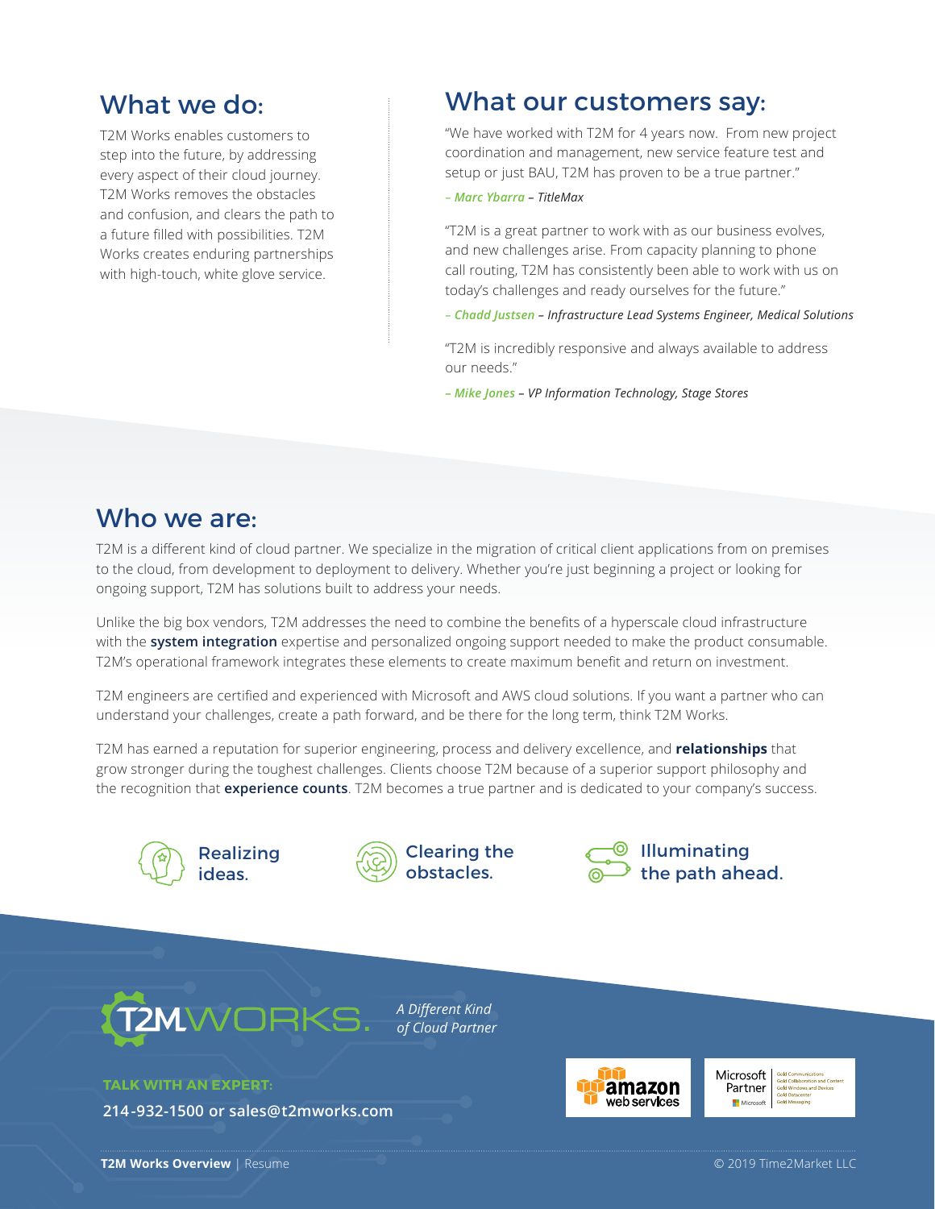## What we do:

T2M Works enables customers to step into the future, by addressing every aspect of their cloud journey. T2M Works removes the obstacles and confusion, and clears the path to a future filled with possibilities. T2M Works creates enduring partnerships with high-touch, white glove service.

## What our customers say:

"We have worked with T2M for 4 years now. From new project coordination and management, new service feature test and setup or just BAU, T2M has proven to be a true partner."

*– Marc Ybarra – TitleMax*

"T2M is a great partner to work with as our business evolves, and new challenges arise. From capacity planning to phone call routing, T2M has consistently been able to work with us on today's challenges and ready ourselves for the future."

*– Chadd Justsen – Infrastructure Lead Systems Engineer, Medical Solutions*

"T2M is incredibly responsive and always available to address our needs."

*– Mike Jones – VP Information Technology, Stage Stores*

## Who we are:

T2M is a different kind of cloud partner. We specialize in the migration of critical client applications from on premises to the cloud, from development to deployment to delivery. Whether you're just beginning a project or looking for ongoing support, T2M has solutions built to address your needs.

Unlike the big box vendors, T2M addresses the need to combine the benefits of a hyperscale cloud infrastructure with the **system integration** expertise and personalized ongoing support needed to make the product consumable. T2M's operational framework integrates these elements to create maximum benefit and return on investment.

T2M engineers are certified and experienced with Microsoft and AWS cloud solutions. If you want a partner who can understand your challenges, create a path forward, and be there for the long term, think T2M Works.

T2M has earned a reputation for superior engineering, process and delivery excellence, and **relationships** that grow stronger during the toughest challenges. Clients choose T2M because of a superior support philosophy and the recognition that **experience counts**. T2M becomes a true partner and is dedicated to your company's success.

Realizing ideas.

Clearing the obstacles.

Illuminating the path ahead.

T2MWORKS. *A Different Kind of Cloud Partner*

**TALK WITH AN EXPERT:**

**214-932-1500 or sales@t2mworks.com**

amazon web services

Microsoft Partner — Gold Communications, Gold Collaboration and Content, Gold Windows and Devices, Gold Datacenter, Gold Messaging

**T2M Works Overview** | Resume

© 2019 Time2Market LLC